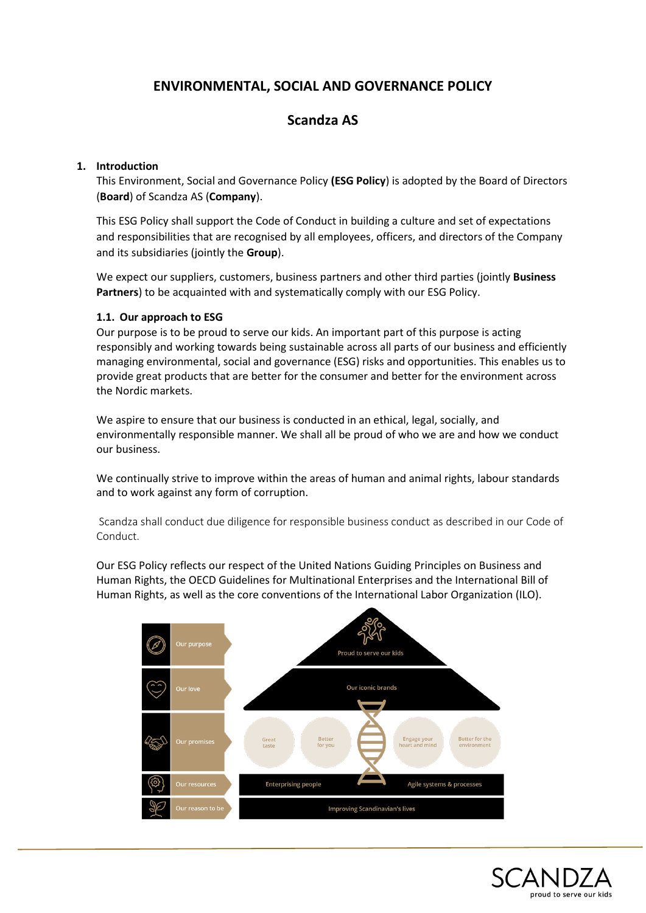# ENVIRONMENTAL, SOCIAL AND GOVERNANCE POLICY

## Scandza AS

### 1. Introduction

This Environment, Social and Governance Policy (**ESG Policy**) is adopted by the Board of Directors (**Board**) of Scandza AS (**Company**).

This ESG Policy shall support the Code of Conduct in building a culture and set of expectations and responsibilities that are recognised by all employees, officers, and directors of the Company and its subsidiaries (jointly the **Group**).

We expect our suppliers, customers, business partners and other third parties (jointly **Business Partners**) to be acquainted with and systematically comply with our ESG Policy.

#### 1.1. Our approach to ESG

Our purpose is to be proud to serve our kids. An important part of this purpose is acting responsibly and working towards being sustainable across all parts of our business and efficiently managing environmental, social and governance (ESG) risks and opportunities. This enables us to provide great products that are better for the consumer and better for the environment across the Nordic markets.

We aspire to ensure that our business is conducted in an ethical, legal, socially, and environmentally responsible manner. We shall all be proud of who we are and how we conduct our business.

We continually strive to improve within the areas of human and animal rights, labour standards and to work against any form of corruption.

Scandza shall conduct due diligence for responsible business conduct as described in our Code of Conduct.

Our ESG Policy reflects our respect of the United Nations Guiding Principles on Business and Human Rights, the OECD Guidelines for Multinational Enterprises and the International Bill of Human Rights, as well as the core conventions of the International Labor Organization (ILO).

| | |
|---|---|
| Our purpose | Proud to serve our kids |
| Our love | Our iconic brands |
| Our promises | Great taste; Better for you; Engage your heart and mind; Better for the environment |
| Our resources | Enterprising people; Agile systems & processes |
| Our reason to be | Improving Scandinavian's lives |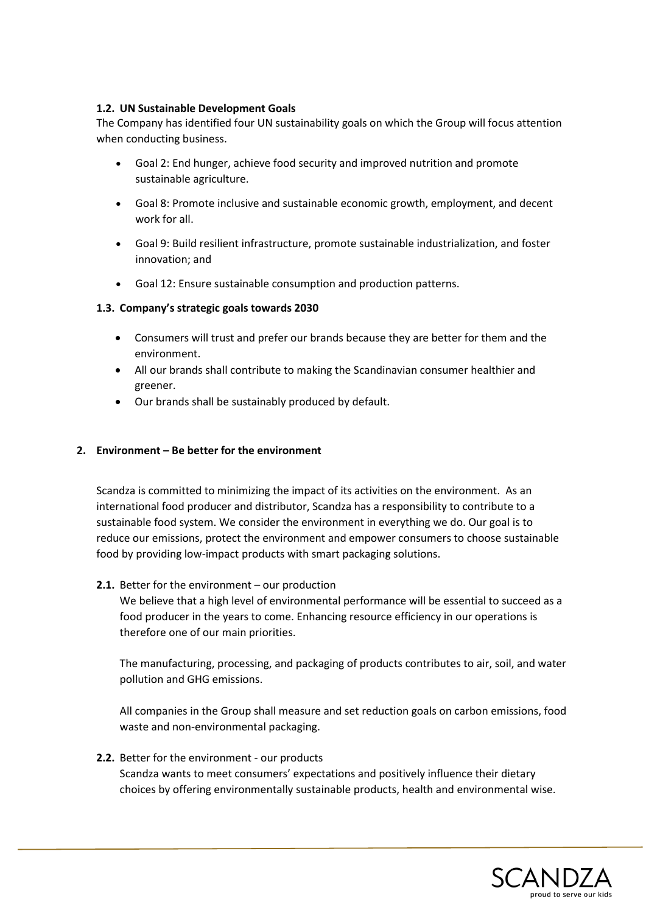### 1.2. UN Sustainable Development Goals

The Company has identified four UN sustainability goals on which the Group will focus attention when conducting business.

- Goal 2: End hunger, achieve food security and improved nutrition and promote sustainable agriculture.
- Goal 8: Promote inclusive and sustainable economic growth, employment, and decent work for all.
- Goal 9: Build resilient infrastructure, promote sustainable industrialization, and foster innovation; and
- Goal 12: Ensure sustainable consumption and production patterns.

### 1.3. Company's strategic goals towards 2030

- Consumers will trust and prefer our brands because they are better for them and the environment.
- All our brands shall contribute to making the Scandinavian consumer healthier and greener.
- Our brands shall be sustainably produced by default.

## 2. Environment – Be better for the environment

Scandza is committed to minimizing the impact of its activities on the environment. As an international food producer and distributor, Scandza has a responsibility to contribute to a sustainable food system. We consider the environment in everything we do. Our goal is to reduce our emissions, protect the environment and empower consumers to choose sustainable food by providing low-impact products with smart packaging solutions.

**2.1.** Better for the environment – our production

We believe that a high level of environmental performance will be essential to succeed as a food producer in the years to come. Enhancing resource efficiency in our operations is therefore one of our main priorities.

The manufacturing, processing, and packaging of products contributes to air, soil, and water pollution and GHG emissions.

All companies in the Group shall measure and set reduction goals on carbon emissions, food waste and non-environmental packaging.

**2.2.** Better for the environment - our products

Scandza wants to meet consumers' expectations and positively influence their dietary choices by offering environmentally sustainable products, health and environmental wise.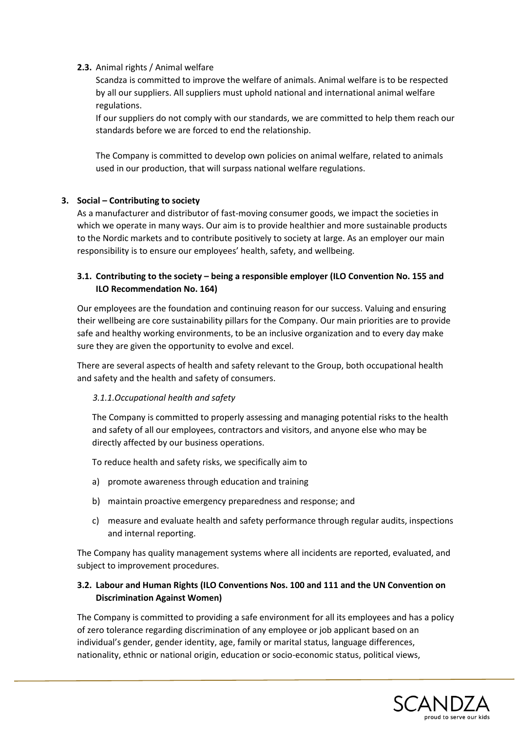### 2.3. Animal rights / Animal welfare

Scandza is committed to improve the welfare of animals. Animal welfare is to be respected by all our suppliers. All suppliers must uphold national and international animal welfare regulations.

If our suppliers do not comply with our standards, we are committed to help them reach our standards before we are forced to end the relationship.

The Company is committed to develop own policies on animal welfare, related to animals used in our production, that will surpass national welfare regulations.

## 3. Social – Contributing to society

As a manufacturer and distributor of fast-moving consumer goods, we impact the societies in which we operate in many ways. Our aim is to provide healthier and more sustainable products to the Nordic markets and to contribute positively to society at large. As an employer our main responsibility is to ensure our employees' health, safety, and wellbeing.

### 3.1. Contributing to the society – being a responsible employer (ILO Convention No. 155 and ILO Recommendation No. 164)

Our employees are the foundation and continuing reason for our success. Valuing and ensuring their wellbeing are core sustainability pillars for the Company. Our main priorities are to provide safe and healthy working environments, to be an inclusive organization and to every day make sure they are given the opportunity to evolve and excel.

There are several aspects of health and safety relevant to the Group, both occupational health and safety and the health and safety of consumers.

#### *3.1.1. Occupational health and safety*

The Company is committed to properly assessing and managing potential risks to the health and safety of all our employees, contractors and visitors, and anyone else who may be directly affected by our business operations.

To reduce health and safety risks, we specifically aim to

a) promote awareness through education and training

b) maintain proactive emergency preparedness and response; and

c) measure and evaluate health and safety performance through regular audits, inspections and internal reporting.

The Company has quality management systems where all incidents are reported, evaluated, and subject to improvement procedures.

### 3.2. Labour and Human Rights (ILO Conventions Nos. 100 and 111 and the UN Convention on Discrimination Against Women)

The Company is committed to providing a safe environment for all its employees and has a policy of zero tolerance regarding discrimination of any employee or job applicant based on an individual's gender, gender identity, age, family or marital status, language differences, nationality, ethnic or national origin, education or socio-economic status, political views,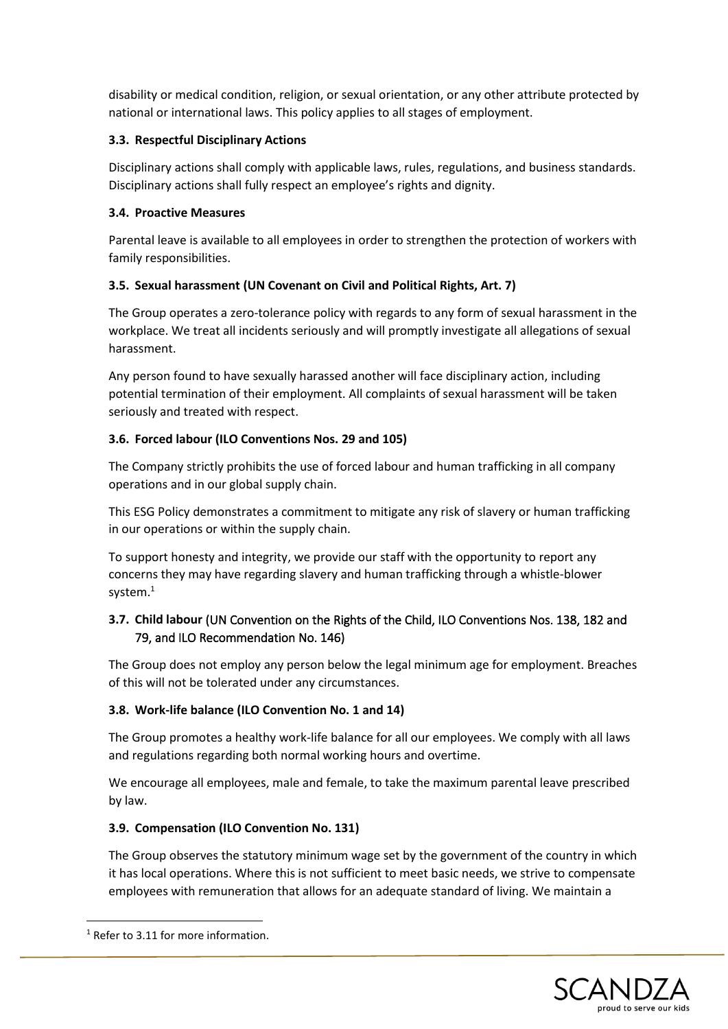disability or medical condition, religion, or sexual orientation, or any other attribute protected by national or international laws. This policy applies to all stages of employment.

### 3.3. Respectful Disciplinary Actions

Disciplinary actions shall comply with applicable laws, rules, regulations, and business standards. Disciplinary actions shall fully respect an employee's rights and dignity.

### 3.4. Proactive Measures

Parental leave is available to all employees in order to strengthen the protection of workers with family responsibilities.

### 3.5. Sexual harassment (UN Covenant on Civil and Political Rights, Art. 7)

The Group operates a zero-tolerance policy with regards to any form of sexual harassment in the workplace. We treat all incidents seriously and will promptly investigate all allegations of sexual harassment.

Any person found to have sexually harassed another will face disciplinary action, including potential termination of their employment. All complaints of sexual harassment will be taken seriously and treated with respect.

### 3.6. Forced labour (ILO Conventions Nos. 29 and 105)

The Company strictly prohibits the use of forced labour and human trafficking in all company operations and in our global supply chain.

This ESG Policy demonstrates a commitment to mitigate any risk of slavery or human trafficking in our operations or within the supply chain.

To support honesty and integrity, we provide our staff with the opportunity to report any concerns they may have regarding slavery and human trafficking through a whistle-blower system.[1]

### 3.7. Child labour (UN Convention on the Rights of the Child, ILO Conventions Nos. 138, 182 and 79, and ILO Recommendation No. 146)

The Group does not employ any person below the legal minimum age for employment. Breaches of this will not be tolerated under any circumstances.

### 3.8. Work-life balance (ILO Convention No. 1 and 14)

The Group promotes a healthy work-life balance for all our employees. We comply with all laws and regulations regarding both normal working hours and overtime.

We encourage all employees, male and female, to take the maximum parental leave prescribed by law.

### 3.9. Compensation (ILO Convention No. 131)

The Group observes the statutory minimum wage set by the government of the country in which it has local operations. Where this is not sufficient to meet basic needs, we strive to compensate employees with remuneration that allows for an adequate standard of living. We maintain a

[1] Refer to 3.11 for more information.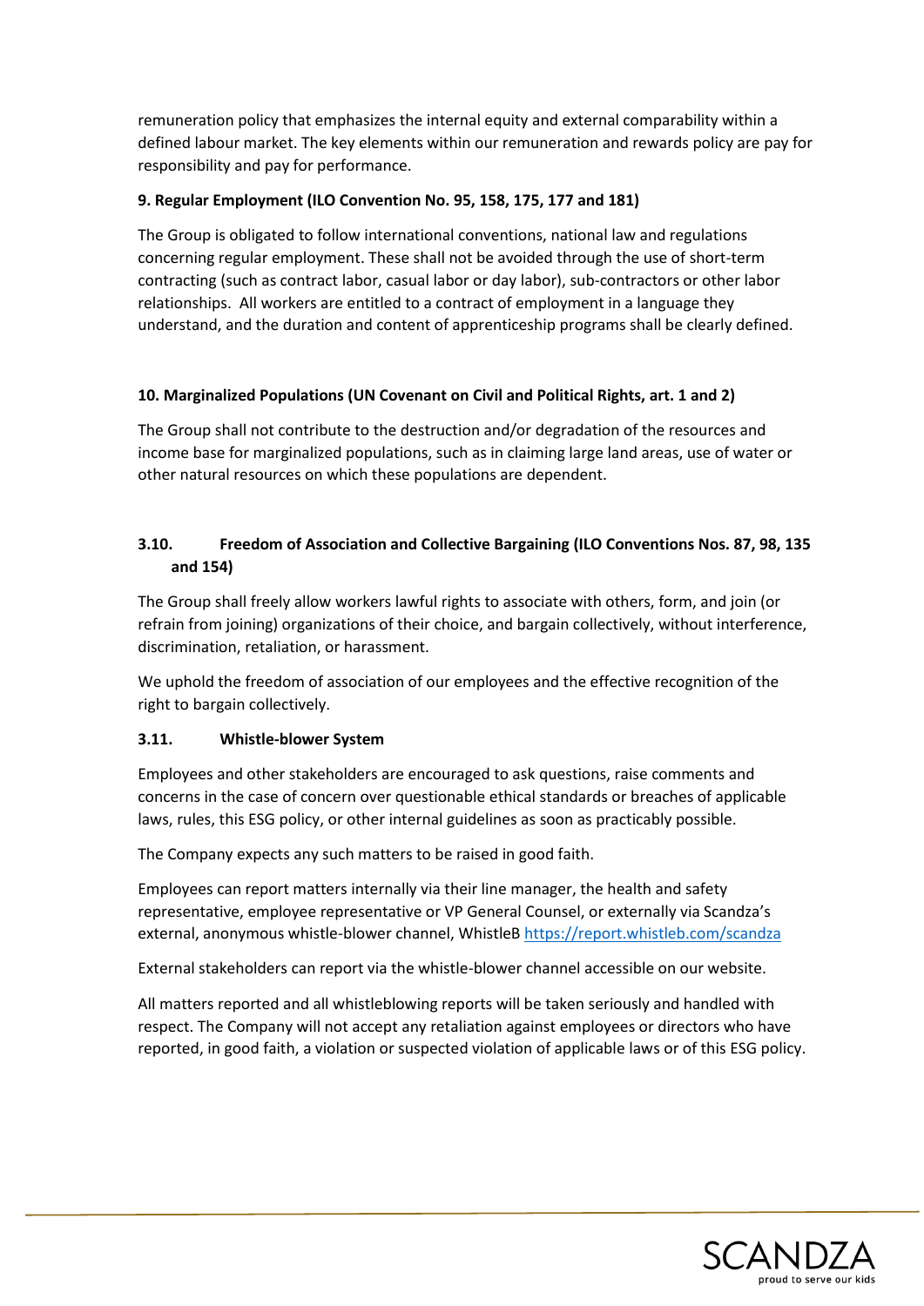remuneration policy that emphasizes the internal equity and external comparability within a defined labour market. The key elements within our remuneration and rewards policy are pay for responsibility and pay for performance.

**9. Regular Employment (ILO Convention No. 95, 158, 175, 177 and 181)**

The Group is obligated to follow international conventions, national law and regulations concerning regular employment. These shall not be avoided through the use of short-term contracting (such as contract labor, casual labor or day labor), sub-contractors or other labor relationships. All workers are entitled to a contract of employment in a language they understand, and the duration and content of apprenticeship programs shall be clearly defined.

**10. Marginalized Populations (UN Covenant on Civil and Political Rights, art. 1 and 2)**

The Group shall not contribute to the destruction and/or degradation of the resources and income base for marginalized populations, such as in claiming large land areas, use of water or other natural resources on which these populations are dependent.

### 3.10. Freedom of Association and Collective Bargaining (ILO Conventions Nos. 87, 98, 135 and 154)

The Group shall freely allow workers lawful rights to associate with others, form, and join (or refrain from joining) organizations of their choice, and bargain collectively, without interference, discrimination, retaliation, or harassment.

We uphold the freedom of association of our employees and the effective recognition of the right to bargain collectively.

### 3.11. Whistle-blower System

Employees and other stakeholders are encouraged to ask questions, raise comments and concerns in the case of concern over questionable ethical standards or breaches of applicable laws, rules, this ESG policy, or other internal guidelines as soon as practicably possible.

The Company expects any such matters to be raised in good faith.

Employees can report matters internally via their line manager, the health and safety representative, employee representative or VP General Counsel, or externally via Scandza's external, anonymous whistle-blower channel, WhistleB [https://report.whistleb.com/scandza](https://report.whistleb.com/scandza)

External stakeholders can report via the whistle-blower channel accessible on our website.

All matters reported and all whistleblowing reports will be taken seriously and handled with respect. The Company will not accept any retaliation against employees or directors who have reported, in good faith, a violation or suspected violation of applicable laws or of this ESG policy.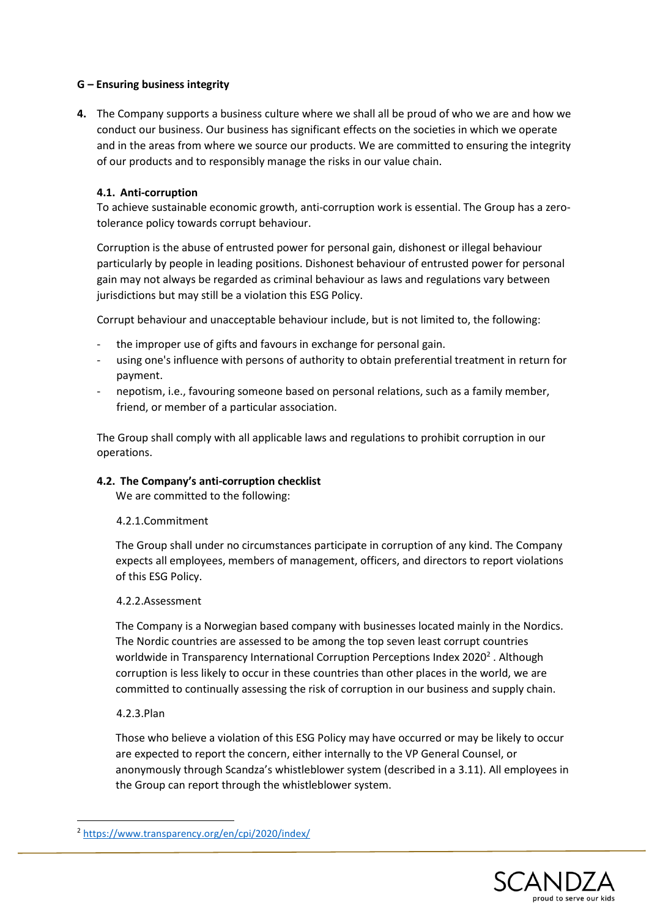**G – Ensuring business integrity**

**4.** The Company supports a business culture where we shall all be proud of who we are and how we conduct our business. Our business has significant effects on the societies in which we operate and in the areas from where we source our products. We are committed to ensuring the integrity of our products and to responsibly manage the risks in our value chain.

**4.1. Anti-corruption**

To achieve sustainable economic growth, anti-corruption work is essential. The Group has a zero-tolerance policy towards corrupt behaviour.

Corruption is the abuse of entrusted power for personal gain, dishonest or illegal behaviour particularly by people in leading positions. Dishonest behaviour of entrusted power for personal gain may not always be regarded as criminal behaviour as laws and regulations vary between jurisdictions but may still be a violation this ESG Policy.

Corrupt behaviour and unacceptable behaviour include, but is not limited to, the following:

- the improper use of gifts and favours in exchange for personal gain.
- using one's influence with persons of authority to obtain preferential treatment in return for payment.
- nepotism, i.e., favouring someone based on personal relations, such as a family member, friend, or member of a particular association.

The Group shall comply with all applicable laws and regulations to prohibit corruption in our operations.

**4.2. The Company's anti-corruption checklist**

We are committed to the following:

4.2.1. Commitment

The Group shall under no circumstances participate in corruption of any kind. The Company expects all employees, members of management, officers, and directors to report violations of this ESG Policy.

4.2.2. Assessment

The Company is a Norwegian based company with businesses located mainly in the Nordics. The Nordic countries are assessed to be among the top seven least corrupt countries worldwide in Transparency International Corruption Perceptions Index 2020[2]. Although corruption is less likely to occur in these countries than other places in the world, we are committed to continually assessing the risk of corruption in our business and supply chain.

4.2.3. Plan

Those who believe a violation of this ESG Policy may have occurred or may be likely to occur are expected to report the concern, either internally to the VP General Counsel, or anonymously through Scandza's whistleblower system (described in a 3.11). All employees in the Group can report through the whistleblower system.

[2] https://www.transparency.org/en/cpi/2020/index/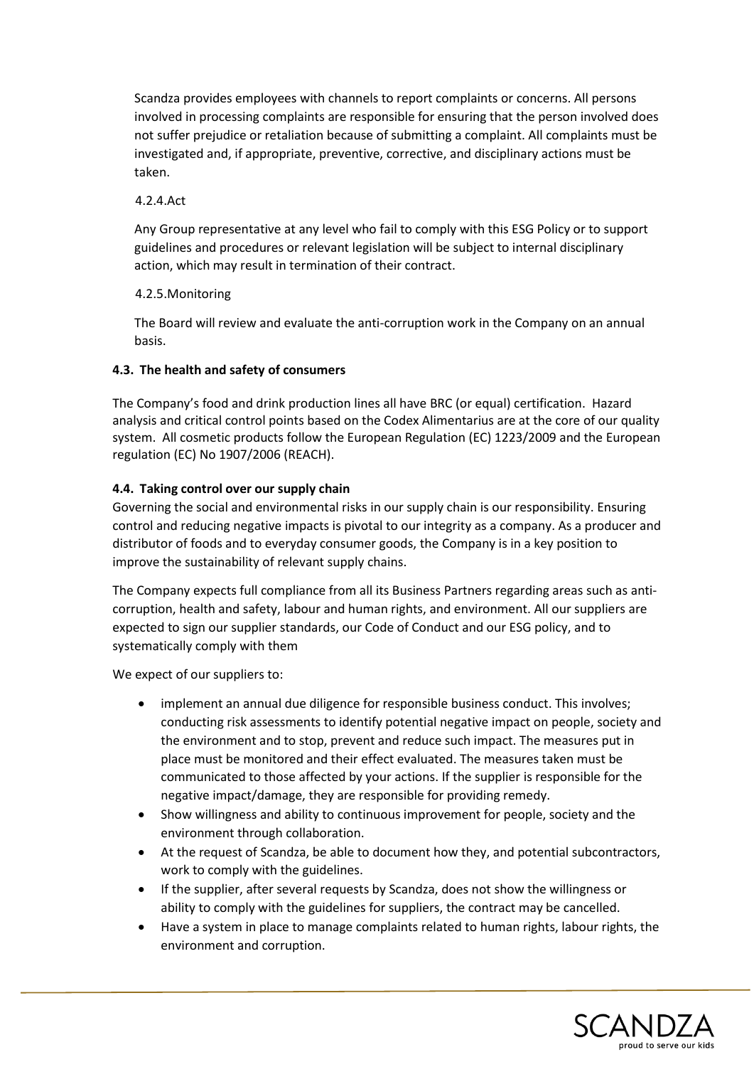Scandza provides employees with channels to report complaints or concerns. All persons involved in processing complaints are responsible for ensuring that the person involved does not suffer prejudice or retaliation because of submitting a complaint. All complaints must be investigated and, if appropriate, preventive, corrective, and disciplinary actions must be taken.

4.2.4.Act

Any Group representative at any level who fail to comply with this ESG Policy or to support guidelines and procedures or relevant legislation will be subject to internal disciplinary action, which may result in termination of their contract.

4.2.5.Monitoring

The Board will review and evaluate the anti-corruption work in the Company on an annual basis.

**4.3. The health and safety of consumers**

The Company's food and drink production lines all have BRC (or equal) certification. Hazard analysis and critical control points based on the Codex Alimentarius are at the core of our quality system. All cosmetic products follow the European Regulation (EC) 1223/2009 and the European regulation (EC) No 1907/2006 (REACH).

**4.4. Taking control over our supply chain**

Governing the social and environmental risks in our supply chain is our responsibility. Ensuring control and reducing negative impacts is pivotal to our integrity as a company. As a producer and distributor of foods and to everyday consumer goods, the Company is in a key position to improve the sustainability of relevant supply chains.

The Company expects full compliance from all its Business Partners regarding areas such as anti-corruption, health and safety, labour and human rights, and environment. All our suppliers are expected to sign our supplier standards, our Code of Conduct and our ESG policy, and to systematically comply with them

We expect of our suppliers to:

- implement an annual due diligence for responsible business conduct. This involves; conducting risk assessments to identify potential negative impact on people, society and the environment and to stop, prevent and reduce such impact. The measures put in place must be monitored and their effect evaluated. The measures taken must be communicated to those affected by your actions. If the supplier is responsible for the negative impact/damage, they are responsible for providing remedy.
- Show willingness and ability to continuous improvement for people, society and the environment through collaboration.
- At the request of Scandza, be able to document how they, and potential subcontractors, work to comply with the guidelines.
- If the supplier, after several requests by Scandza, does not show the willingness or ability to comply with the guidelines for suppliers, the contract may be cancelled.
- Have a system in place to manage complaints related to human rights, labour rights, the environment and corruption.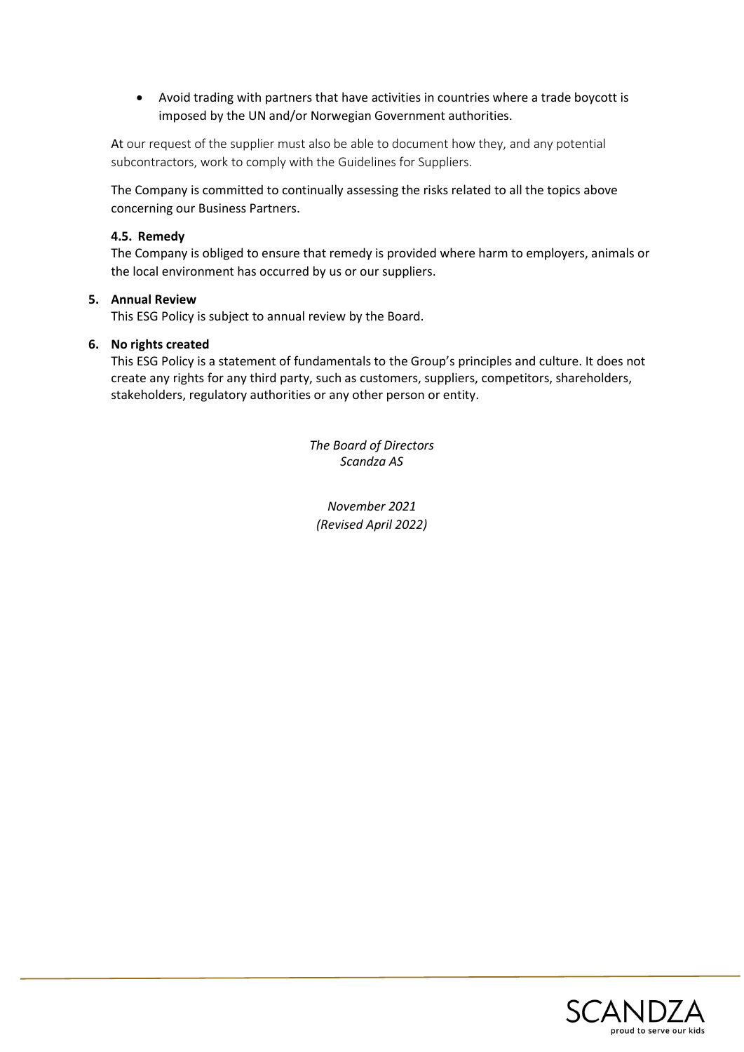- Avoid trading with partners that have activities in countries where a trade boycott is imposed by the UN and/or Norwegian Government authorities.

At our request of the supplier must also be able to document how they, and any potential subcontractors, work to comply with the Guidelines for Suppliers.

The Company is committed to continually assessing the risks related to all the topics above concerning our Business Partners.

### 4.5. Remedy

The Company is obliged to ensure that remedy is provided where harm to employers, animals or the local environment has occurred by us or our suppliers.

## 5. Annual Review

This ESG Policy is subject to annual review by the Board.

## 6. No rights created

This ESG Policy is a statement of fundamentals to the Group's principles and culture. It does not create any rights for any third party, such as customers, suppliers, competitors, shareholders, stakeholders, regulatory authorities or any other person or entity.

*The Board of Directors*
*Scandza AS*

*November 2021*
*(Revised April 2022)*